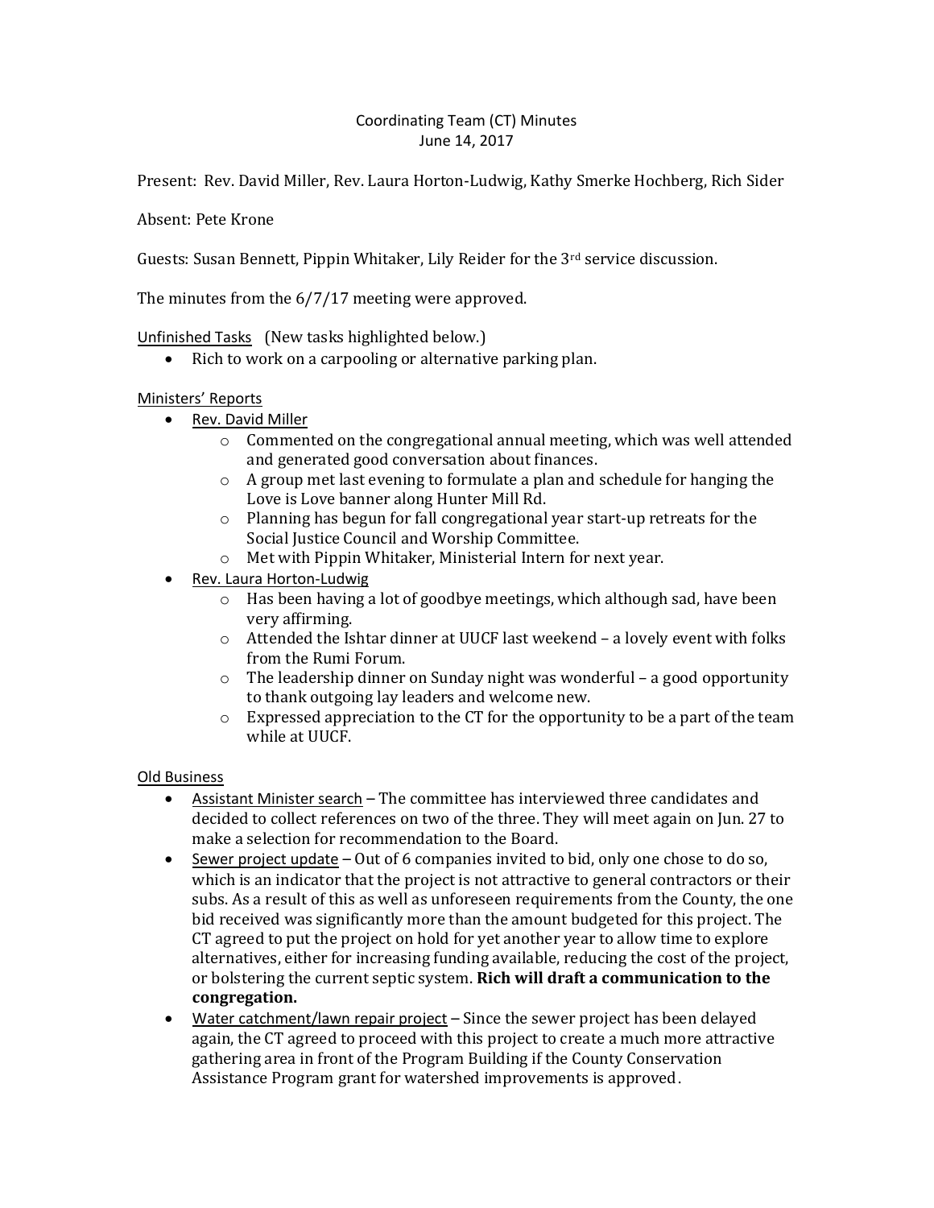# Coordinating Team (CT) Minutes
June 14, 2017

Present: Rev. David Miller, Rev. Laura Horton-Ludwig, Kathy Smerke Hochberg, Rich Sider

Absent: Pete Krone

Guests: Susan Bennett, Pippin Whitaker, Lily Reider for the 3rd service discussion.

The minutes from the 6/7/17 meeting were approved.

Unfinished Tasks (New tasks highlighted below.)

- Rich to work on a carpooling or alternative parking plan.

Ministers' Reports

- Rev. David Miller
  - Commented on the congregational annual meeting, which was well attended and generated good conversation about finances.
  - A group met last evening to formulate a plan and schedule for hanging the Love is Love banner along Hunter Mill Rd.
  - Planning has begun for fall congregational year start-up retreats for the Social Justice Council and Worship Committee.
  - Met with Pippin Whitaker, Ministerial Intern for next year.
- Rev. Laura Horton-Ludwig
  - Has been having a lot of goodbye meetings, which although sad, have been very affirming.
  - Attended the Ishtar dinner at UUCF last weekend – a lovely event with folks from the Rumi Forum.
  - The leadership dinner on Sunday night was wonderful – a good opportunity to thank outgoing lay leaders and welcome new.
  - Expressed appreciation to the CT for the opportunity to be a part of the team while at UUCF.

Old Business

- Assistant Minister search – The committee has interviewed three candidates and decided to collect references on two of the three. They will meet again on Jun. 27 to make a selection for recommendation to the Board.
- Sewer project update – Out of 6 companies invited to bid, only one chose to do so, which is an indicator that the project is not attractive to general contractors or their subs. As a result of this as well as unforeseen requirements from the County, the one bid received was significantly more than the amount budgeted for this project. The CT agreed to put the project on hold for yet another year to allow time to explore alternatives, either for increasing funding available, reducing the cost of the project, or bolstering the current septic system. **Rich will draft a communication to the congregation.**
- Water catchment/lawn repair project – Since the sewer project has been delayed again, the CT agreed to proceed with this project to create a much more attractive gathering area in front of the Program Building if the County Conservation Assistance Program grant for watershed improvements is approved.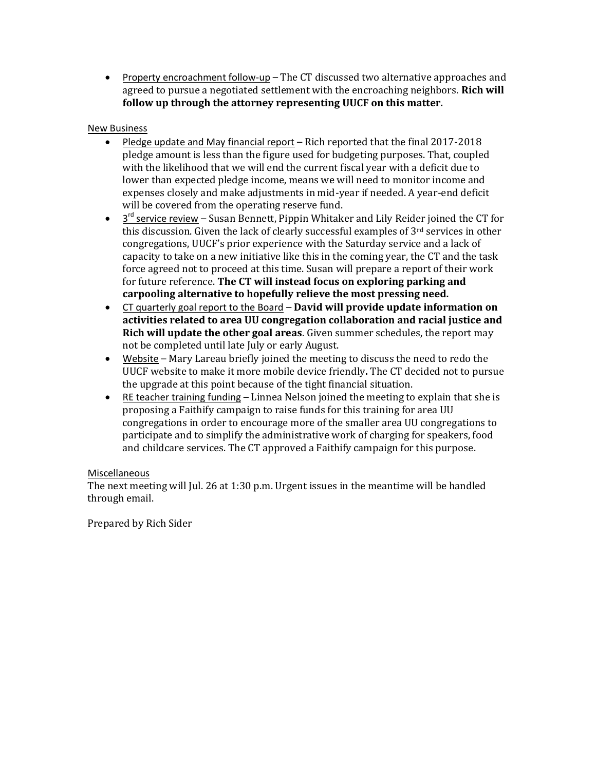- Property encroachment follow-up – The CT discussed two alternative approaches and agreed to pursue a negotiated settlement with the encroaching neighbors. **Rich will follow up through the attorney representing UUCF on this matter.**

New Business

- Pledge update and May financial report – Rich reported that the final 2017-2018 pledge amount is less than the figure used for budgeting purposes. That, coupled with the likelihood that we will end the current fiscal year with a deficit due to lower than expected pledge income, means we will need to monitor income and expenses closely and make adjustments in mid-year if needed. A year-end deficit will be covered from the operating reserve fund.
- 3rd service review – Susan Bennett, Pippin Whitaker and Lily Reider joined the CT for this discussion. Given the lack of clearly successful examples of 3rd services in other congregations, UUCF's prior experience with the Saturday service and a lack of capacity to take on a new initiative like this in the coming year, the CT and the task force agreed not to proceed at this time. Susan will prepare a report of their work for future reference. **The CT will instead focus on exploring parking and carpooling alternative to hopefully relieve the most pressing need.**
- CT quarterly goal report to the Board – **David will provide update information on activities related to area UU congregation collaboration and racial justice and Rich will update the other goal areas**. Given summer schedules, the report may not be completed until late July or early August.
- Website – Mary Lareau briefly joined the meeting to discuss the need to redo the UUCF website to make it more mobile device friendly**.** The CT decided not to pursue the upgrade at this point because of the tight financial situation.
- RE teacher training funding – Linnea Nelson joined the meeting to explain that she is proposing a Faithify campaign to raise funds for this training for area UU congregations in order to encourage more of the smaller area UU congregations to participate and to simplify the administrative work of charging for speakers, food and childcare services. The CT approved a Faithify campaign for this purpose.

Miscellaneous

The next meeting will Jul. 26 at 1:30 p.m. Urgent issues in the meantime will be handled through email.

Prepared by Rich Sider